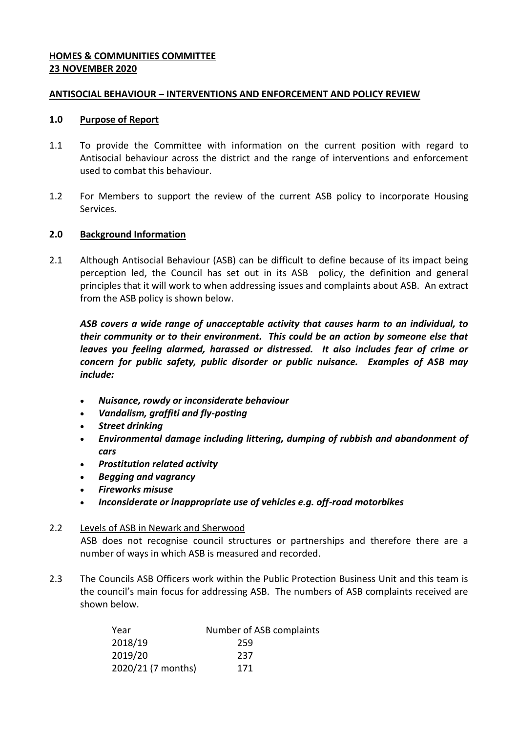**HOMES & COMMUNITIES COMMITTEE**
**23 NOVEMBER 2020**

**ANTISOCIAL BEHAVIOUR – INTERVENTIONS AND ENFORCEMENT AND POLICY REVIEW**

## 1.0 Purpose of Report

1.1 To provide the Committee with information on the current position with regard to Antisocial behaviour across the district and the range of interventions and enforcement used to combat this behaviour.

1.2 For Members to support the review of the current ASB policy to incorporate Housing Services.

## 2.0 Background Information

2.1 Although Antisocial Behaviour (ASB) can be difficult to define because of its impact being perception led, the Council has set out in its ASB policy, the definition and general principles that it will work to when addressing issues and complaints about ASB. An extract from the ASB policy is shown below.

***ASB covers a wide range of unacceptable activity that causes harm to an individual, to their community or to their environment. This could be an action by someone else that leaves you feeling alarmed, harassed or distressed. It also includes fear of crime or concern for public safety, public disorder or public nuisance. Examples of ASB may include:***

- ***Nuisance, rowdy or inconsiderate behaviour***
- ***Vandalism, graffiti and fly-posting***
- ***Street drinking***
- ***Environmental damage including littering, dumping of rubbish and abandonment of cars***
- ***Prostitution related activity***
- ***Begging and vagrancy***
- ***Fireworks misuse***
- ***Inconsiderate or inappropriate use of vehicles e.g. off-road motorbikes***

2.2 Levels of ASB in Newark and Sherwood

ASB does not recognise council structures or partnerships and therefore there are a number of ways in which ASB is measured and recorded.

2.3 The Councils ASB Officers work within the Public Protection Business Unit and this team is the council's main focus for addressing ASB. The numbers of ASB complaints received are shown below.

| Year | Number of ASB complaints |
|---|---|
| 2018/19 | 259 |
| 2019/20 | 237 |
| 2020/21 (7 months) | 171 |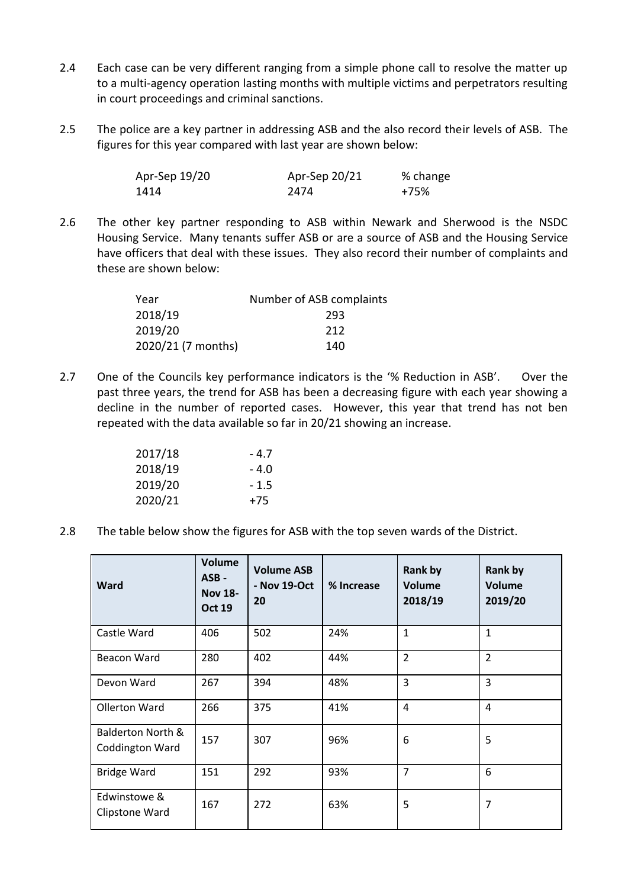2.4 Each case can be very different ranging from a simple phone call to resolve the matter up to a multi-agency operation lasting months with multiple victims and perpetrators resulting in court proceedings and criminal sanctions.

2.5 The police are a key partner in addressing ASB and the also record their levels of ASB. The figures for this year compared with last year are shown below:

| Apr-Sep 19/20 | Apr-Sep 20/21 | % change |
|---|---|---|
| 1414 | 2474 | +75% |

2.6 The other key partner responding to ASB within Newark and Sherwood is the NSDC Housing Service. Many tenants suffer ASB or are a source of ASB and the Housing Service have officers that deal with these issues. They also record their number of complaints and these are shown below:

| Year | Number of ASB complaints |
|---|---|
| 2018/19 | 293 |
| 2019/20 | 212 |
| 2020/21 (7 months) | 140 |

2.7 One of the Councils key performance indicators is the '% Reduction in ASB'. Over the past three years, the trend for ASB has been a decreasing figure with each year showing a decline in the number of reported cases. However, this year that trend has not ben repeated with the data available so far in 20/21 showing an increase.

| | |
|---|---|
| 2017/18 | - 4.7 |
| 2018/19 | - 4.0 |
| 2019/20 | - 1.5 |
| 2020/21 | +75 |

2.8 The table below show the figures for ASB with the top seven wards of the District.

| Ward | Volume ASB - Nov 18-Oct 19 | Volume ASB - Nov 19-Oct 20 | % Increase | Rank by Volume 2018/19 | Rank by Volume 2019/20 |
|---|---|---|---|---|---|
| Castle Ward | 406 | 502 | 24% | 1 | 1 |
| Beacon Ward | 280 | 402 | 44% | 2 | 2 |
| Devon Ward | 267 | 394 | 48% | 3 | 3 |
| Ollerton Ward | 266 | 375 | 41% | 4 | 4 |
| Balderton North & Coddington Ward | 157 | 307 | 96% | 6 | 5 |
| Bridge Ward | 151 | 292 | 93% | 7 | 6 |
| Edwinstowe & Clipstone Ward | 167 | 272 | 63% | 5 | 7 |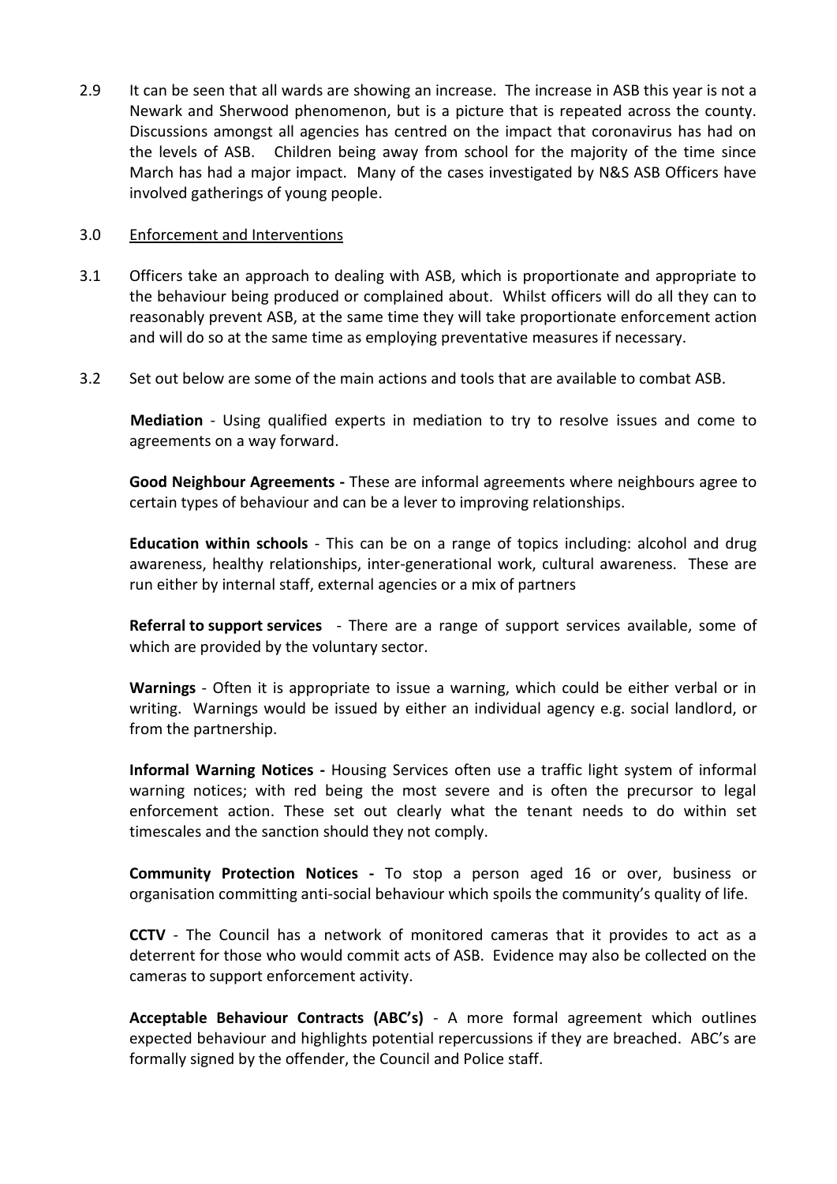2.9 It can be seen that all wards are showing an increase. The increase in ASB this year is not a Newark and Sherwood phenomenon, but is a picture that is repeated across the county. Discussions amongst all agencies has centred on the impact that coronavirus has had on the levels of ASB. Children being away from school for the majority of the time since March has had a major impact. Many of the cases investigated by N&S ASB Officers have involved gatherings of young people.

3.0 <u>Enforcement and Interventions</u>

3.1 Officers take an approach to dealing with ASB, which is proportionate and appropriate to the behaviour being produced or complained about. Whilst officers will do all they can to reasonably prevent ASB, at the same time they will take proportionate enforcement action and will do so at the same time as employing preventative measures if necessary.

3.2 Set out below are some of the main actions and tools that are available to combat ASB.

**Mediation** - Using qualified experts in mediation to try to resolve issues and come to agreements on a way forward.

**Good Neighbour Agreements -** These are informal agreements where neighbours agree to certain types of behaviour and can be a lever to improving relationships.

**Education within schools** - This can be on a range of topics including: alcohol and drug awareness, healthy relationships, inter-generational work, cultural awareness. These are run either by internal staff, external agencies or a mix of partners

**Referral to support services** - There are a range of support services available, some of which are provided by the voluntary sector.

**Warnings** - Often it is appropriate to issue a warning, which could be either verbal or in writing. Warnings would be issued by either an individual agency e.g. social landlord, or from the partnership.

**Informal Warning Notices -** Housing Services often use a traffic light system of informal warning notices; with red being the most severe and is often the precursor to legal enforcement action. These set out clearly what the tenant needs to do within set timescales and the sanction should they not comply.

**Community Protection Notices -** To stop a person aged 16 or over, business or organisation committing anti-social behaviour which spoils the community's quality of life.

**CCTV** - The Council has a network of monitored cameras that it provides to act as a deterrent for those who would commit acts of ASB. Evidence may also be collected on the cameras to support enforcement activity.

**Acceptable Behaviour Contracts (ABC's)** - A more formal agreement which outlines expected behaviour and highlights potential repercussions if they are breached. ABC's are formally signed by the offender, the Council and Police staff.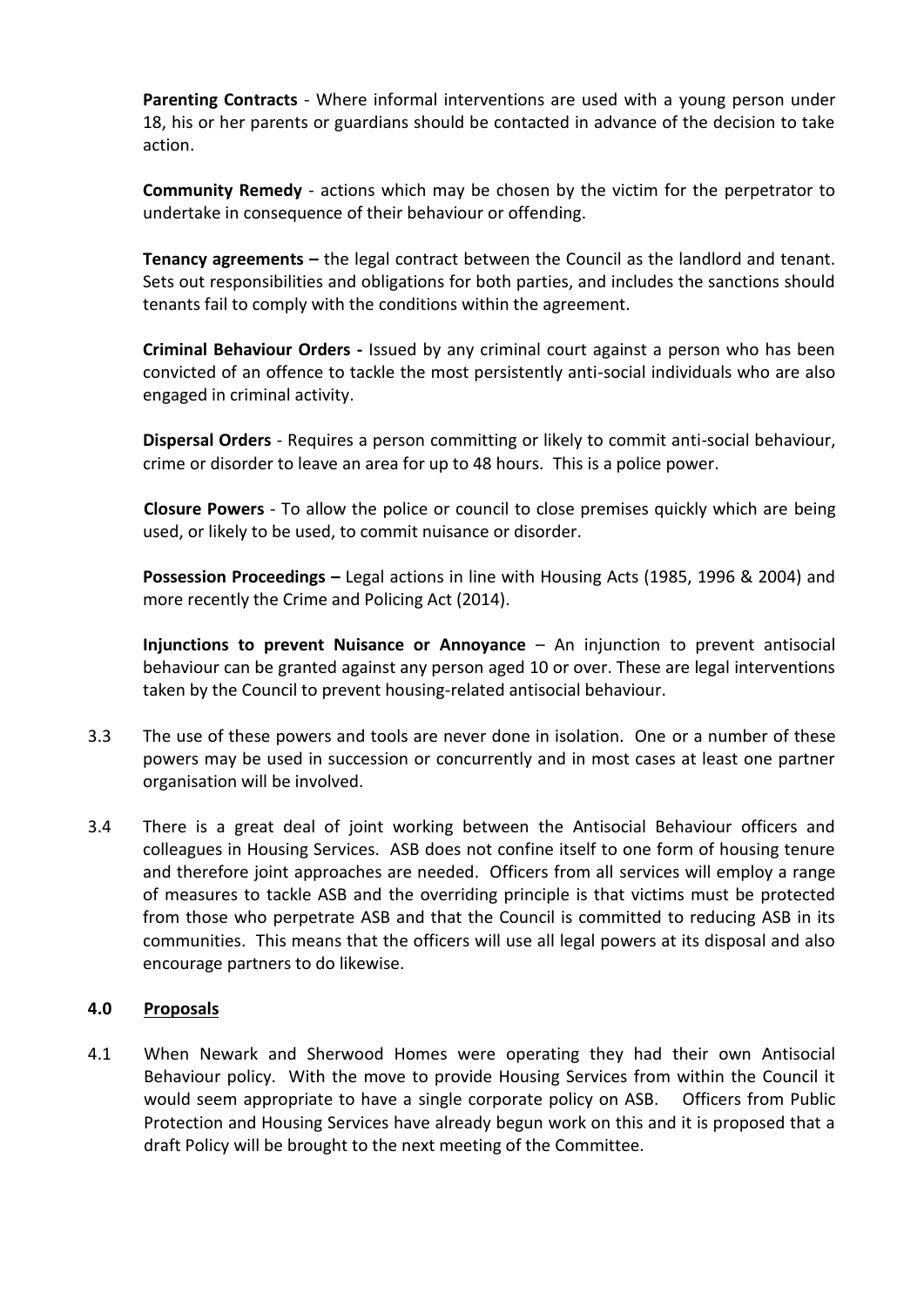**Parenting Contracts** - Where informal interventions are used with a young person under 18, his or her parents or guardians should be contacted in advance of the decision to take action.

**Community Remedy** - actions which may be chosen by the victim for the perpetrator to undertake in consequence of their behaviour or offending.

**Tenancy agreements –** the legal contract between the Council as the landlord and tenant. Sets out responsibilities and obligations for both parties, and includes the sanctions should tenants fail to comply with the conditions within the agreement.

**Criminal Behaviour Orders -** Issued by any criminal court against a person who has been convicted of an offence to tackle the most persistently anti-social individuals who are also engaged in criminal activity.

**Dispersal Orders** - Requires a person committing or likely to commit anti-social behaviour, crime or disorder to leave an area for up to 48 hours. This is a police power.

**Closure Powers** - To allow the police or council to close premises quickly which are being used, or likely to be used, to commit nuisance or disorder.

**Possession Proceedings –** Legal actions in line with Housing Acts (1985, 1996 & 2004) and more recently the Crime and Policing Act (2014).

**Injunctions to prevent Nuisance or Annoyance** – An injunction to prevent antisocial behaviour can be granted against any person aged 10 or over. These are legal interventions taken by the Council to prevent housing-related antisocial behaviour.

3.3 The use of these powers and tools are never done in isolation. One or a number of these powers may be used in succession or concurrently and in most cases at least one partner organisation will be involved.

3.4 There is a great deal of joint working between the Antisocial Behaviour officers and colleagues in Housing Services. ASB does not confine itself to one form of housing tenure and therefore joint approaches are needed. Officers from all services will employ a range of measures to tackle ASB and the overriding principle is that victims must be protected from those who perpetrate ASB and that the Council is committed to reducing ASB in its communities. This means that the officers will use all legal powers at its disposal and also encourage partners to do likewise.

## 4.0 Proposals

4.1 When Newark and Sherwood Homes were operating they had their own Antisocial Behaviour policy. With the move to provide Housing Services from within the Council it would seem appropriate to have a single corporate policy on ASB. Officers from Public Protection and Housing Services have already begun work on this and it is proposed that a draft Policy will be brought to the next meeting of the Committee.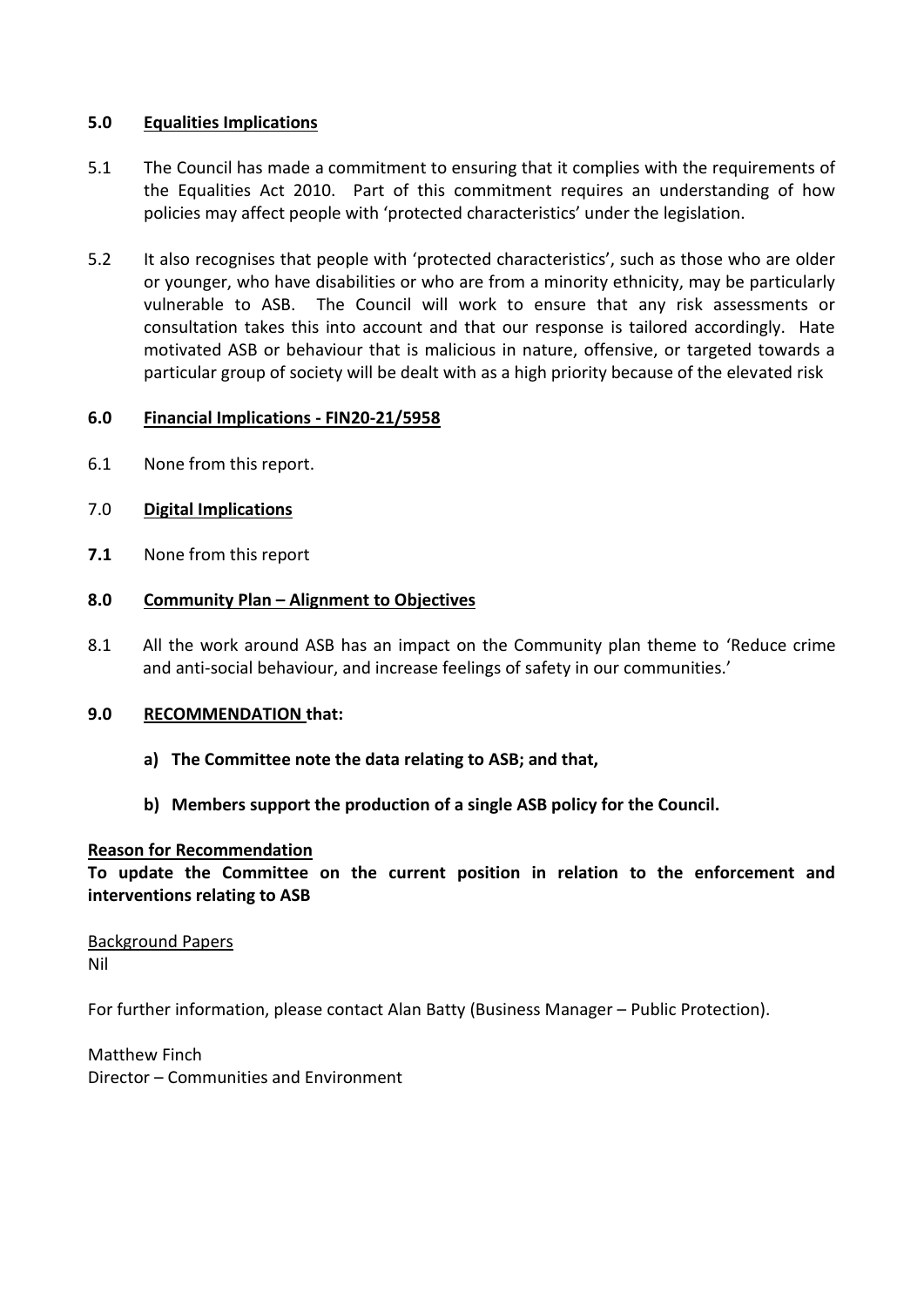## 5.0 Equalities Implications

5.1 The Council has made a commitment to ensuring that it complies with the requirements of the Equalities Act 2010. Part of this commitment requires an understanding of how policies may affect people with 'protected characteristics' under the legislation.

5.2 It also recognises that people with 'protected characteristics', such as those who are older or younger, who have disabilities or who are from a minority ethnicity, may be particularly vulnerable to ASB. The Council will work to ensure that any risk assessments or consultation takes this into account and that our response is tailored accordingly. Hate motivated ASB or behaviour that is malicious in nature, offensive, or targeted towards a particular group of society will be dealt with as a high priority because of the elevated risk

## 6.0 Financial Implications - FIN20-21/5958

6.1 None from this report.

## 7.0 Digital Implications

**7.1** None from this report

## 8.0 Community Plan – Alignment to Objectives

8.1 All the work around ASB has an impact on the Community plan theme to 'Reduce crime and anti-social behaviour, and increase feelings of safety in our communities.'

## 9.0 RECOMMENDATION that:

**a) The Committee note the data relating to ASB; and that,**

**b) Members support the production of a single ASB policy for the Council.**

**Reason for Recommendation**

**To update the Committee on the current position in relation to the enforcement and interventions relating to ASB**

Background Papers
Nil

For further information, please contact Alan Batty (Business Manager – Public Protection).

Matthew Finch
Director – Communities and Environment